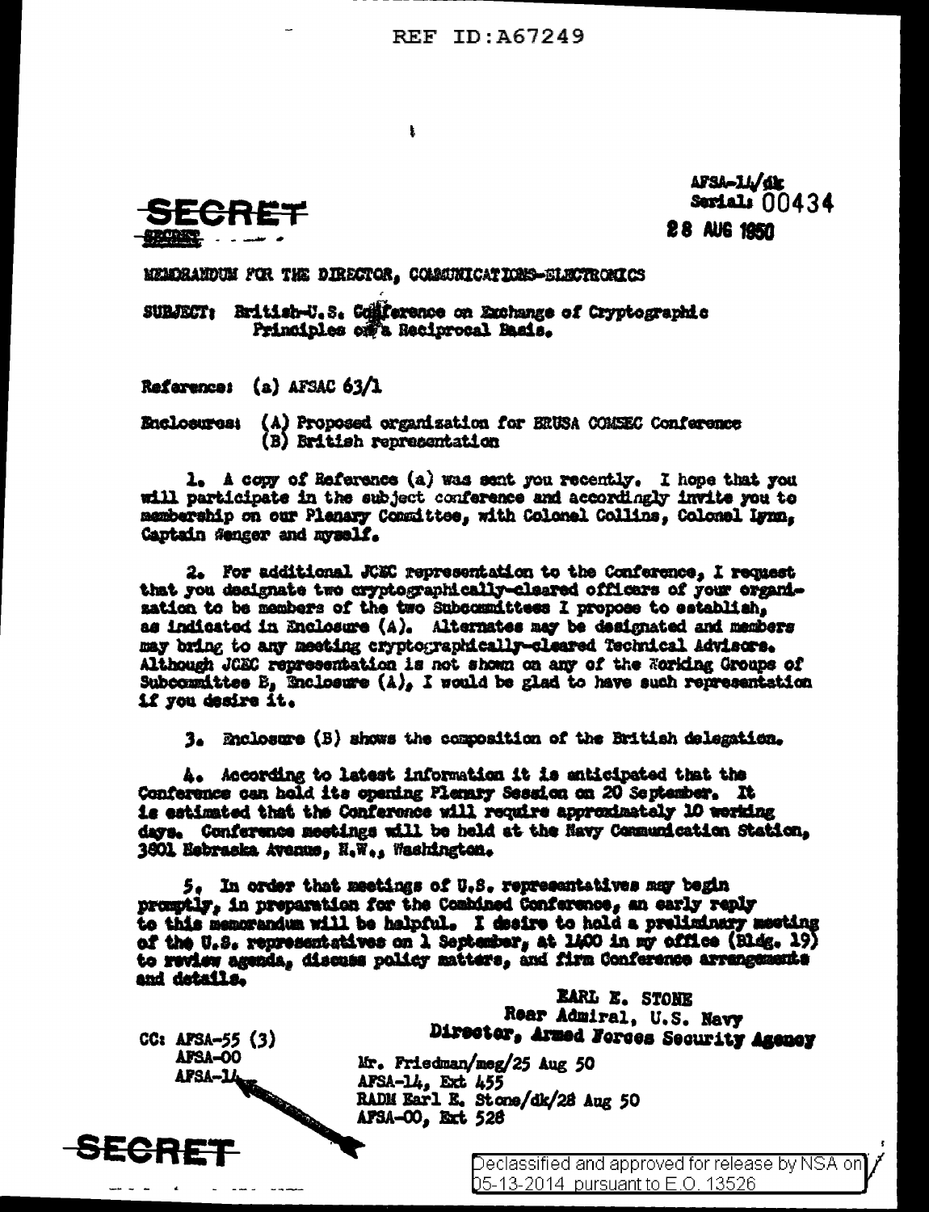REF ID:A67249

SECRET

AFSA-14/dk
Serial: 00434
28 AUG 1950

MEMORANDUM FOR THE DIRECTOR, COMMUNICATIONS-ELECTRONICS

SUBJECT: British-U.S. Conference on Exchange of Cryptographic Principles on a Reciprocal Basis.

Reference: (a) AFSAC 63/1

Enclosures: (A) Proposed organization for BRUSA COMSEC Conference
(B) British representation

1. A copy of Reference (a) was sent you recently. I hope that you will participate in the subject conference and accordingly invite you to membership on our Plenary Committee, with Colonel Collins, Colonel Lynn, Captain Wenger and myself.

2. For additional JCEC representation to the Conference, I request that you designate two cryptographically-cleared officers of your organization to be members of the two Subcommittees I propose to establish, as indicated in Enclosure (A). Alternates may be designated and members may bring to any meeting cryptographically-cleared Technical Advisors. Although JCEC representation is not shown on any of the Working Groups of Subcommittee B, Enclosure (A), I would be glad to have such representation if you desire it.

3. Enclosure (B) shows the composition of the British delegation.

4. According to latest information it is anticipated that the Conference can hold its opening Plenary Session on 20 September. It is estimated that the Conference will require approximately 10 working days. Conference meetings will be held at the Navy Communication Station, 3801 Nebraska Avenue, N.W., Washington.

5. In order that meetings of U.S. representatives may begin promptly, in preparation for the Combined Conference, an early reply to this memorandum will be helpful. I desire to hold a preliminary meeting of the U.S. representatives on 1 September, at 1400 in my office (Bldg. 19) to review agenda, discuss policy matters, and firm Conference arrangements and details.

EARL E. STONE
Rear Admiral, U.S. Navy
Director, Armed Forces Security Agency

CC: AFSA-55 (3)
AFSA-00
AFSA-14

Mr. Friedman/meg/25 Aug 50
AFSA-14, Ext 455
RADM Earl E. Stone/dk/28 Aug 50
AFSA-00, Ext 528

SECRET

Declassified and approved for release by NSA on 05-13-2014 pursuant to E.O. 13526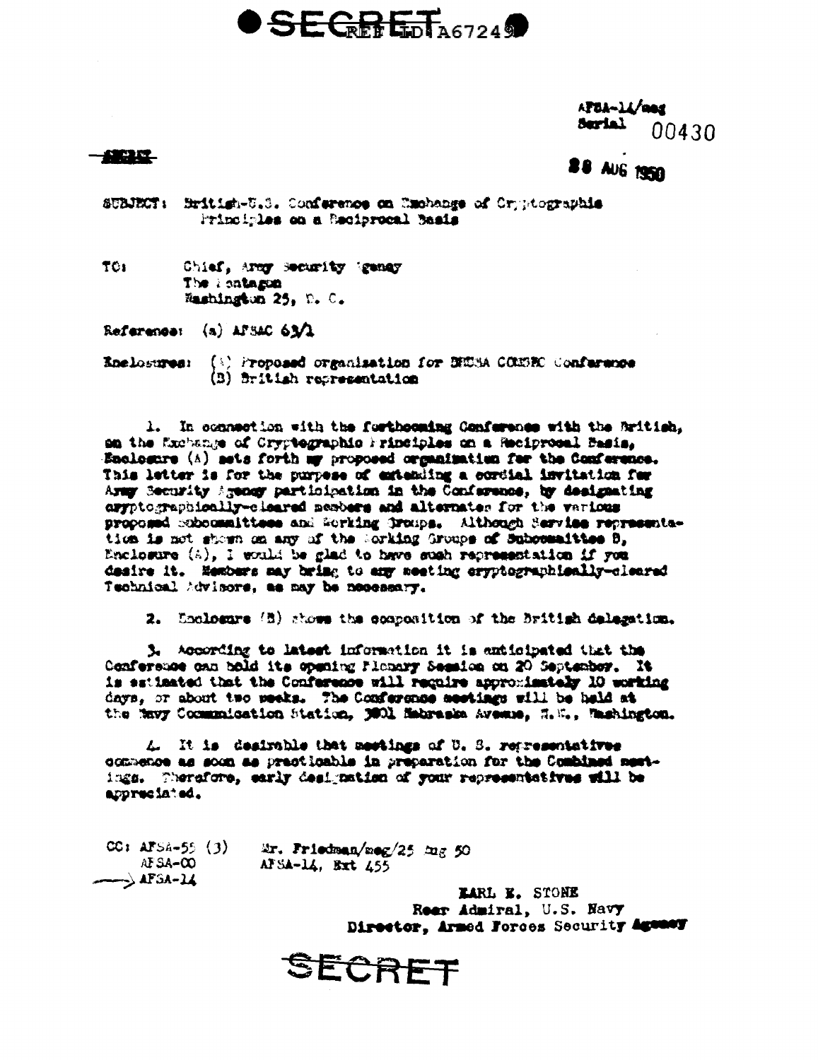SECRET REF ID:A67249

AFSA-14/meg
Serial 00430

SECRET

28 AUG 1950

SUBJECT: British-U.S. Conference on Exchange of Cryptographic Principles on a Reciprocal Basis

TO: Chief, Army Security Agency
The Pentagon
Washington 25, D. C.

Reference: (a) AFSAC 63/1

Enclosures: (A) Proposed organization for BRUSA COMSEC Conference
(B) British representation

1. In connection with the forthcoming Conference with the British, on the Exchange of Cryptographic Principles on a Reciprocal Basis, Enclosure (A) sets forth my proposed organization for the Conference. This letter is for the purpose of extending a cordial invitation for Army Security Agency participation in the Conference, by designating cryptographically-cleared members and alternates for the various proposed subcommittees and Working Groups. Although Service representation is not shown on any of the Working Groups of Subcommittee B, Enclosure (A), I would be glad to have such representation if you desire it. Members may bring to any meeting cryptographically-cleared Technical Advisors, as may be necessary.

2. Enclosure (B) shows the composition of the British delegation.

3. According to latest information it is anticipated that the Conference can hold its opening Plenary Session on 20 September. It is estimated that the Conference will require approximately 10 working days, or about two weeks. The Conference meetings will be held at the Navy Communication Station, 3801 Nebraska Avenue, N.W., Washington.

4. It is desirable that meetings of U. S. representatives commence as soon as practicable in preparation for the Combined meetings. Therefore, early designation of your representatives will be appreciated.

CC: AFSA-55 (3)
AFSA-00
AFSA-14

Mr. Friedman/meg/25 Aug 50
AFSA-14, Ext 455

EARL E. STONE
Rear Admiral, U.S. Navy
Director, Armed Forces Security Agency

SECRET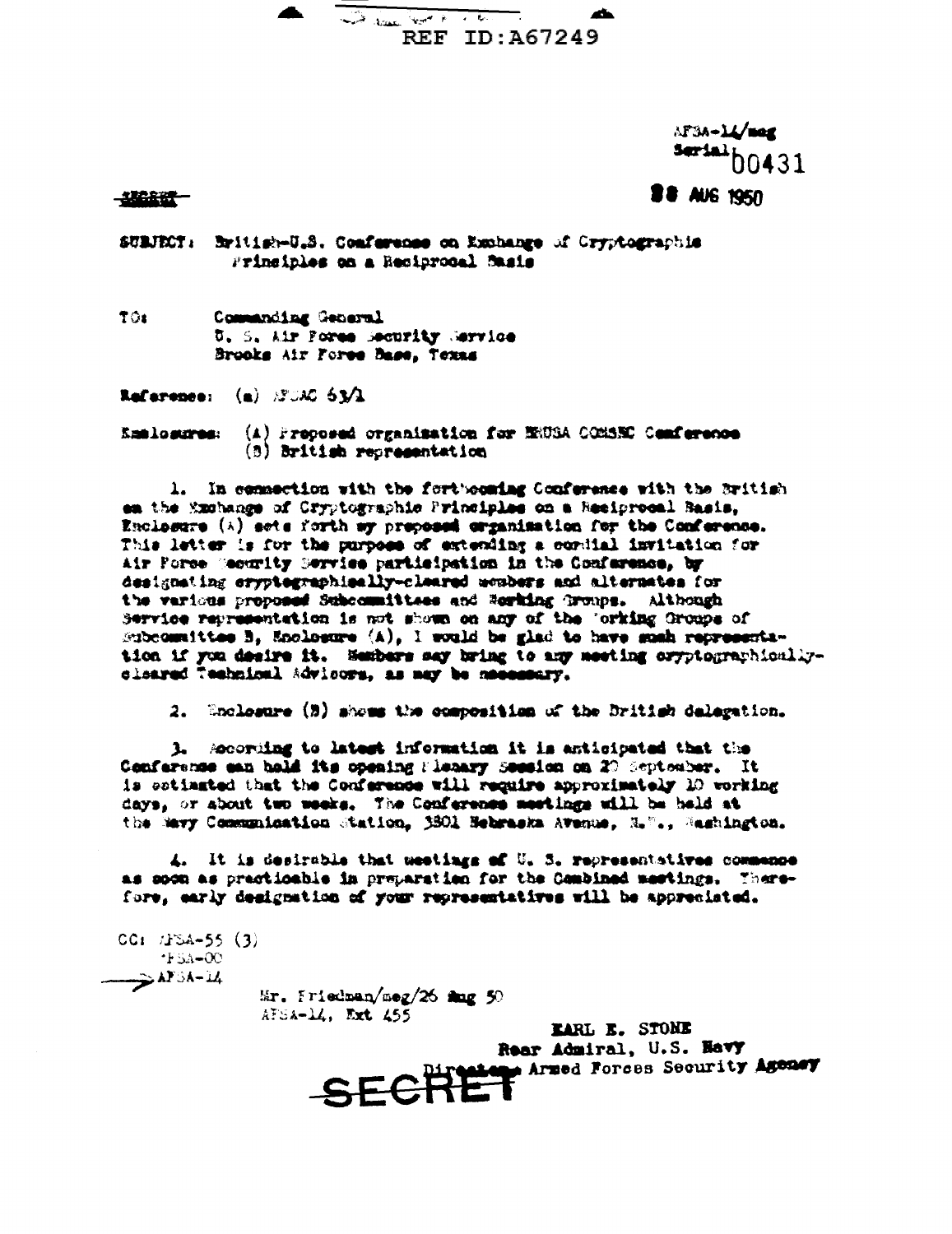REF ID:A67249

AFSA-14/meg
Serial: 00431

~~SECRET~~

28 AUG 1950

SUBJECT: British-U.S. Conference on Exchange of Cryptographic Principles on a Reciprocal Basis

TO: Commanding General
U. S. Air Force Security Service
Brooks Air Force Base, Texas

Reference: (a) AFSAC 63/1

Enclosures: (A) Proposed organization for BRUSA COMSEC Conference
(B) British representation

1. In connection with the forthcoming Conference with the British on the Exchange of Cryptographic Principles on a Reciprocal Basis, Enclosure (A) sets forth my proposed organization for the Conference. This letter is for the purpose of extending a cordial invitation for Air Force Security Service participation in the Conference, by designating cryptographically-cleared members and alternates for the various proposed Subcommittees and Working Groups. Although Service representation is not shown on any of the Working Groups of Subcommittee B, Enclosure (A), I would be glad to have such representation if you desire it. Members may bring to any meeting cryptographically-cleared Technical Advisors, as may be necessary.

2. Enclosure (B) shows the composition of the British delegation.

3. According to latest information it is anticipated that the Conference can hold its opening Plenary Session on 20 September. It is estimated that the Conference will require approximately 10 working days, or about two weeks. The Conference meetings will be held at the Navy Communication Station, 3801 Nebraska Avenue, N.W., Washington.

4. It is desirable that meetings of U. S. representatives commence as soon as practicable in preparation for the Combined meetings. Therefore, early designation of your representatives will be appreciated.

CC: AFSA-55 (3)
AFSA-00
AFSA-14

Mr. Friedman/meg/26 Aug 50
AFSA-14, Ext 455

EARL E. STONE
Rear Admiral, U.S. Navy
Director, Armed Forces Security Agency

SECRET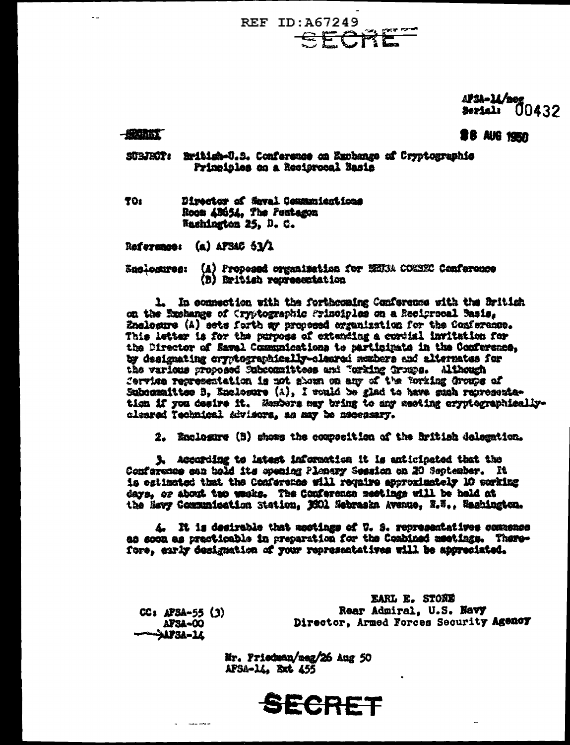REF ID:A67249

SECRET

AFSA-14/meg
Serial: 00432

SECRET

28 AUG 1950

SUBJECT: British-U.S. Conference on Exchange of Cryptographic Principles on a Reciprocal Basis

TO: Director of Naval Communications
Room 4B654, The Pentagon
Washington 25, D. C.

Reference: (a) AFSAC 63/1

Enclosures: (A) Proposed organization for BRUSA COMSEC Conference
(B) British representation

1. In connection with the forthcoming Conference with the British on the Exchange of Cryptographic Principles on a Reciprocal Basis, Enclosure (A) sets forth my proposed organization for the Conference. This letter is for the purpose of extending a cordial invitation for the Director of Naval Communications to participate in the Conference, by designating cryptographically-cleared members and alternates for the various proposed Subcommittees and Working Groups. Although Service representation is not shown on any of the Working Groups of Subcommittee B, Enclosure (A), I would be glad to have such representation if you desire it. Members may bring to any meeting cryptographically-cleared Technical Advisors, as may be necessary.

2. Enclosure (B) shows the composition of the British delegation.

3. According to latest information it is anticipated that the Conference can hold its opening Plenary Session on 20 September. It is estimated that the Conference will require approximately 10 working days, or about two weeks. The Conference meetings will be held at the Navy Communication Station, 3801 Nebraska Avenue, N.W., Washington.

4. It is desirable that meetings of U. S. representatives commence as soon as practicable in preparation for the Combined meetings. Therefore, early designation of your representatives will be appreciated.

EARL E. STONE
Rear Admiral, U.S. Navy
Director, Armed Forces Security Agency

CC: AFSA-55 (3)
AFSA-00
AFSA-14

Mr. Friedman/meg/26 Aug 50
AFSA-14, Ext 455

SECRET